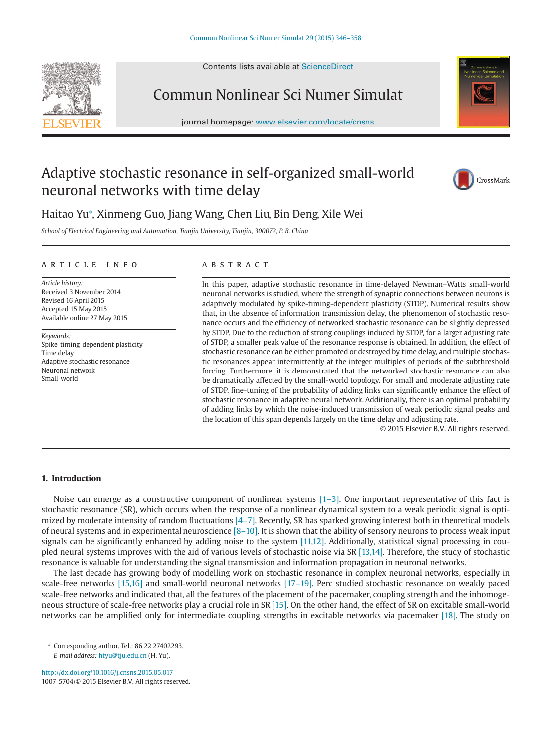# Adaptive stochastic resonance in self-organized small-world neuronal networks with time delay

Haitao Yu*, Xinmeng Guo, Jiang Wang, Chen Liu, Bin Deng, Xile Wei

*School of Electrical Engineering and Automation, Tianjin University, Tianjin, 300072, P. R. China*

---

**ARTICLE INFO**

*Article history:*
Received 3 November 2014
Revised 16 April 2015
Accepted 15 May 2015
Available online 27 May 2015

*Keywords:*
Spike-timing-dependent plasticity
Time delay
Adaptive stochastic resonance
Neuronal network
Small-world

**ABSTRACT**

In this paper, adaptive stochastic resonance in time-delayed Newman–Watts small-world neuronal networks is studied, where the strength of synaptic connections between neurons is adaptively modulated by spike-timing-dependent plasticity (STDP). Numerical results show that, in the absence of information transmission delay, the phenomenon of stochastic resonance occurs and the efficiency of networked stochastic resonance can be slightly depressed by STDP. Due to the reduction of strong couplings induced by STDP, for a larger adjusting rate of STDP, a smaller peak value of the resonance response is obtained. In addition, the effect of stochastic resonance can be either promoted or destroyed by time delay, and multiple stochastic resonances appear intermittently at the integer multiples of periods of the subthreshold forcing. Furthermore, it is demonstrated that the networked stochastic resonance can also be dramatically affected by the small-world topology. For small and moderate adjusting rate of STDP, fine-tuning of the probability of adding links can significantly enhance the effect of stochastic resonance in adaptive neural network. Additionally, there is an optimal probability of adding links by which the noise-induced transmission of weak periodic signal peaks and the location of this span depends largely on the time delay and adjusting rate.

© 2015 Elsevier B.V. All rights reserved.

---

## 1. Introduction

Noise can emerge as a constructive component of nonlinear systems [1–3]. One important representative of this fact is stochastic resonance (SR), which occurs when the response of a nonlinear dynamical system to a weak periodic signal is optimized by moderate intensity of random fluctuations [4–7]. Recently, SR has sparked growing interest both in theoretical models of neural systems and in experimental neuroscience [8–10]. It is shown that the ability of sensory neurons to process weak input signals can be significantly enhanced by adding noise to the system [11,12]. Additionally, statistical signal processing in coupled neural systems improves with the aid of various levels of stochastic noise via SR [13,14]. Therefore, the study of stochastic resonance is valuable for understanding the signal transmission and information propagation in neuronal networks.

The last decade has growing body of modelling work on stochastic resonance in complex neuronal networks, especially in scale-free networks [15,16] and small-world neuronal networks [17–19]. Perc studied stochastic resonance on weakly paced scale-free networks and indicated that, all the features of the placement of the pacemaker, coupling strength and the inhomogeneous structure of scale-free networks play a crucial role in SR [15]. On the other hand, the effect of SR on excitable small-world networks can be amplified only for intermediate coupling strengths in excitable networks via pacemaker [18]. The study on

---

* Corresponding author. Tel.: 86 22 27402293.
*E-mail address:* htyu@tju.edu.cn (H. Yu).

http://dx.doi.org/10.1016/j.cnsns.2015.05.017
1007-5704/© 2015 Elsevier B.V. All rights reserved.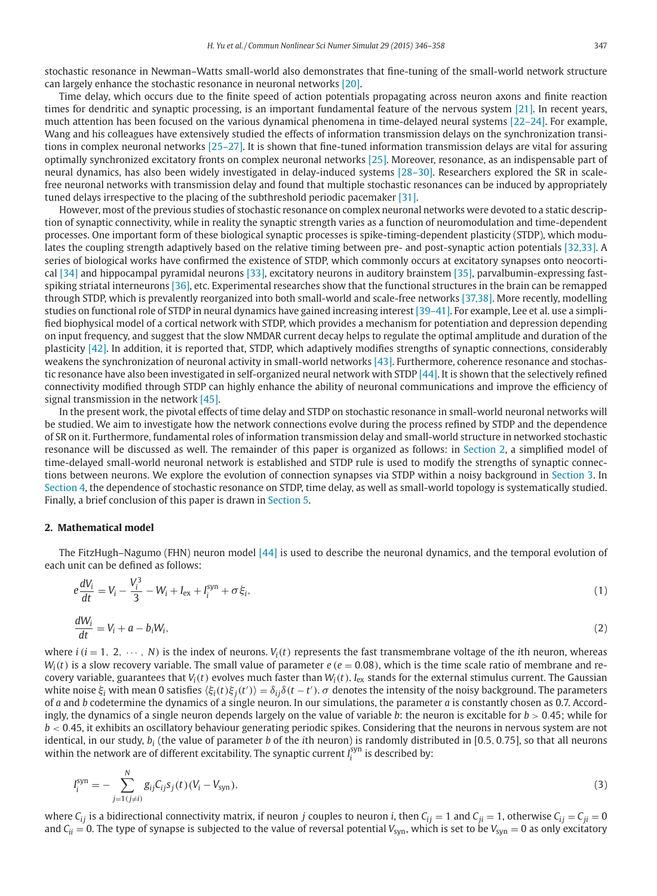stochastic resonance in Newman–Watts small-world also demonstrates that fine-tuning of the small-world network structure can largely enhance the stochastic resonance in neuronal networks [20].

Time delay, which occurs due to the finite speed of action potentials propagating across neuron axons and finite reaction times for dendritic and synaptic processing, is an important fundamental feature of the nervous system [21]. In recent years, much attention has been focused on the various dynamical phenomena in time-delayed neural systems [22–24]. For example, Wang and his colleagues have extensively studied the effects of information transmission delays on the synchronization transitions in complex neuronal networks [25–27]. It is shown that fine-tuned information transmission delays are vital for assuring optimally synchronized excitatory fronts on complex neuronal networks [25]. Moreover, resonance, as an indispensable part of neural dynamics, has also been widely investigated in delay-induced systems [28–30]. Researchers explored the SR in scale-free neuronal networks with transmission delay and found that multiple stochastic resonances can be induced by appropriately tuned delays irrespective to the placing of the subthreshold periodic pacemaker [31].

However, most of the previous studies of stochastic resonance on complex neuronal networks were devoted to a static description of synaptic connectivity, while in reality the synaptic strength varies as a function of neuromodulation and time-dependent processes. One important form of these biological synaptic processes is spike-timing-dependent plasticity (STDP), which modulates the coupling strength adaptively based on the relative timing between pre- and post-synaptic action potentials [32,33]. A series of biological works have confirmed the existence of STDP, which commonly occurs at excitatory synapses onto neocortical [34] and hippocampal pyramidal neurons [33], excitatory neurons in auditory brainstem [35], parvalbumin-expressing fast-spiking striatal interneurons [36], etc. Experimental researches show that the functional structures in the brain can be remapped through STDP, which is prevalently reorganized into both small-world and scale-free networks [37,38]. More recently, modelling studies on functional role of STDP in neural dynamics have gained increasing interest [39–41]. For example, Lee et al. use a simplified biophysical model of a cortical network with STDP, which provides a mechanism for potentiation and depression depending on input frequency, and suggest that the slow NMDAR current decay helps to regulate the optimal amplitude and duration of the plasticity [42]. In addition, it is reported that, STDP, which adaptively modifies strengths of synaptic connections, considerably weakens the synchronization of neuronal activity in small-world networks [43]. Furthermore, coherence resonance and stochastic resonance have also been investigated in self-organized neural network with STDP [44]. It is shown that the selectively refined connectivity modified through STDP can highly enhance the ability of neuronal communications and improve the efficiency of signal transmission in the network [45].

In the present work, the pivotal effects of time delay and STDP on stochastic resonance in small-world neuronal networks will be studied. We aim to investigate how the network connections evolve during the process refined by STDP and the dependence of SR on it. Furthermore, fundamental roles of information transmission delay and small-world structure in networked stochastic resonance will be discussed as well. The remainder of this paper is organized as follows: in Section 2, a simplified model of time-delayed small-world neuronal network is established and STDP rule is used to modify the strengths of synaptic connections between neurons. We explore the evolution of connection synapses via STDP within a noisy background in Section 3. In Section 4, the dependence of stochastic resonance on STDP, time delay, as well as small-world topology is systematically studied. Finally, a brief conclusion of this paper is drawn in Section 5.

## 2. Mathematical model

The FitzHugh–Nagumo (FHN) neuron model [44] is used to describe the neuronal dynamics, and the temporal evolution of each unit can be defined as follows:

$$e\frac{dV_i}{dt} = V_i - \frac{V_i^3}{3} - W_i + I_{\text{ex}} + I_i^{\text{syn}} + \sigma\xi_i, \tag{1}$$

$$\frac{dW_i}{dt} = V_i + a - b_i W_i, \tag{2}$$

where $i\,(i = 1,\ 2,\ \cdots,\ N)$ is the index of neurons. $V_i(t)$ represents the fast transmembrane voltage of the $i$th neuron, whereas $W_i(t)$ is a slow recovery variable. The small value of parameter $e$ ($e = 0.08$), which is the time scale ratio of membrane and recovery variable, guarantees that $V_i(t)$ evolves much faster than $W_i(t)$. $I_{\text{ex}}$ stands for the external stimulus current. The Gaussian white noise $\xi_i$ with mean 0 satisfies $\langle \xi_i(t)\xi_j(t')\rangle = \delta_{ij}\delta(t - t')$. $\sigma$ denotes the intensity of the noisy background. The parameters of $a$ and $b$ codetermine the dynamics of a single neuron. In our simulations, the parameter $a$ is constantly chosen as 0.7. Accordingly, the dynamics of a single neuron depends largely on the value of variable $b$: the neuron is excitable for $b > 0.45$; while for $b < 0.45$, it exhibits an oscillatory behaviour generating periodic spikes. Considering that the neurons in nervous system are not identical, in our study, $b_i$ (the value of parameter $b$ of the $i$th neuron) is randomly distributed in $[0.5, 0.75]$, so that all neurons within the network are of different excitability. The synaptic current $I_i^{\text{syn}}$ is described by:

$$I_i^{\text{syn}} = -\sum_{j=1\,(j\neq i)}^{N} g_{ij}C_{ij}s_j(t)(V_i - V_{\text{syn}}), \tag{3}$$

where $C_{ij}$ is a bidirectional connectivity matrix, if neuron $j$ couples to neuron $i$, then $C_{ij} = 1$ and $C_{ji} = 1$, otherwise $C_{ij} = C_{ji} = 0$ and $C_{ii} = 0$. The type of synapse is subjected to the value of reversal potential $V_{\text{syn}}$, which is set to be $V_{\text{syn}} = 0$ as only excitatory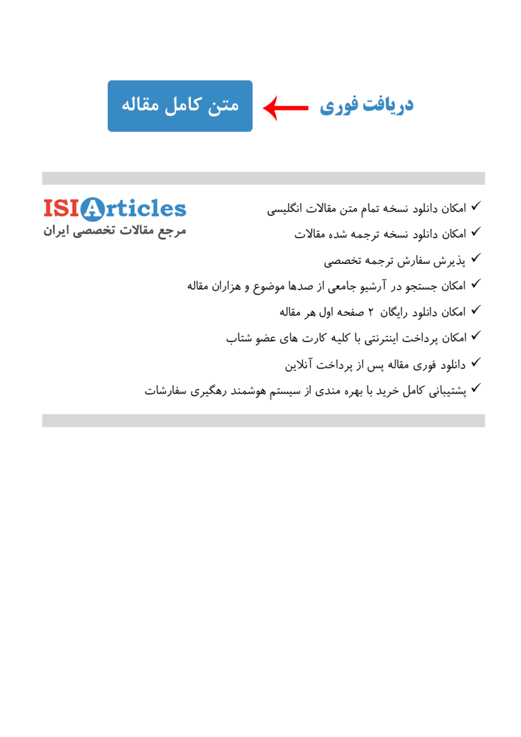دریافت فوری ← **متن کامل مقاله**

**ISIArticles**
مرجع مقالات تخصصی ایران

- ✓ امکان دانلود نسخه تمام متن مقالات انگلیسی
- ✓ امکان دانلود نسخه ترجمه شده مقالات
- ✓ پذیرش سفارش ترجمه تخصصی
- ✓ امکان جستجو در آرشیو جامعی از صدها موضوع و هزاران مقاله
- ✓ امکان دانلود رایگان ۲ صفحه اول هر مقاله
- ✓ امکان پرداخت اینترنتی با کلیه کارت های عضو شتاب
- ✓ دانلود فوری مقاله پس از پرداخت آنلاین
- ✓ پشتیبانی کامل خرید با بهره مندی از سیستم هوشمند رهگیری سفارشات